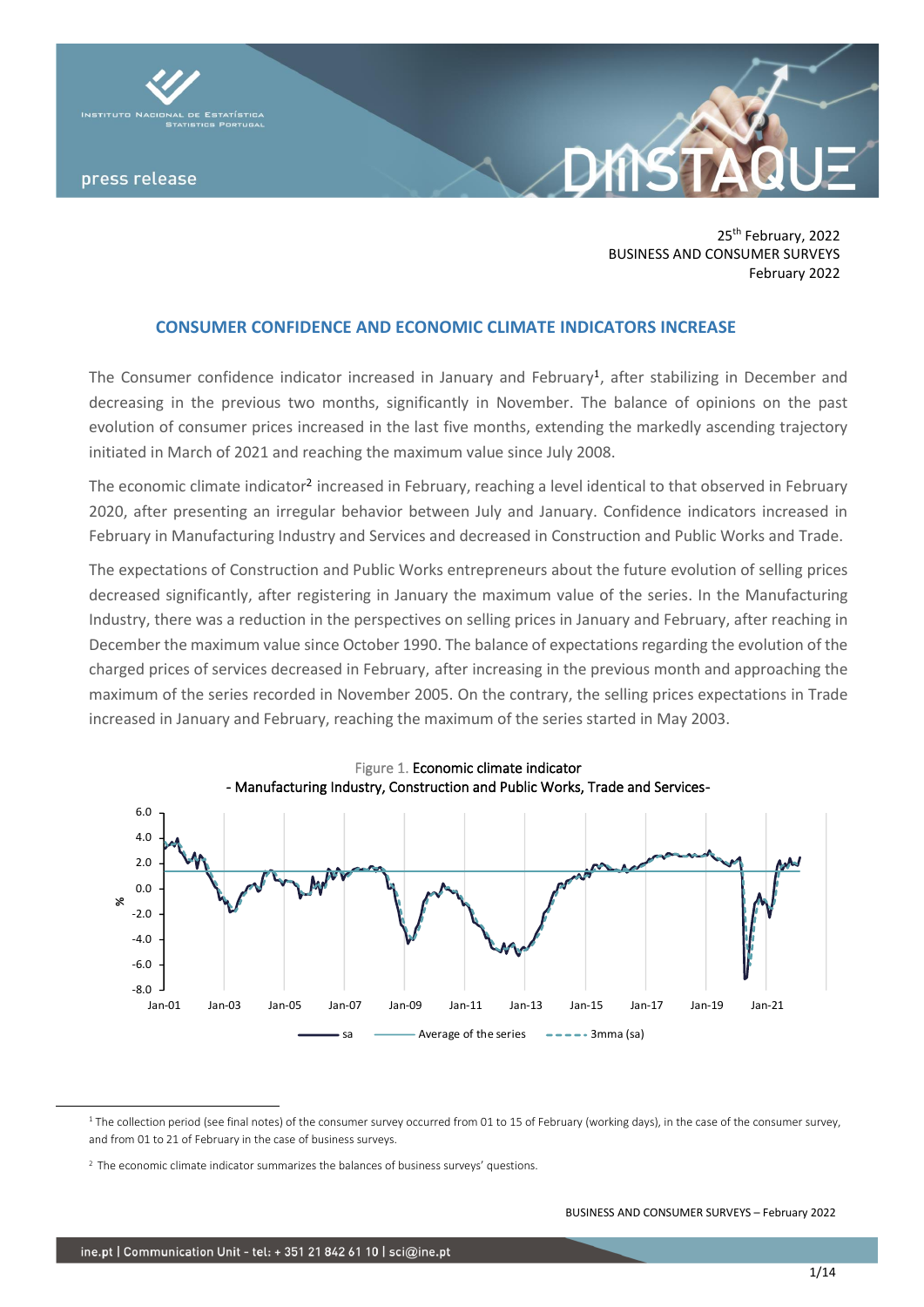25th February, 2022
BUSINESS AND CONSUMER SURVEYS
February 2022

## CONSUMER CONFIDENCE AND ECONOMIC CLIMATE INDICATORS INCREASE

The Consumer confidence indicator increased in January and February[1], after stabilizing in December and decreasing in the previous two months, significantly in November. The balance of opinions on the past evolution of consumer prices increased in the last five months, extending the markedly ascending trajectory initiated in March of 2021 and reaching the maximum value since July 2008.

The economic climate indicator[2] increased in February, reaching a level identical to that observed in February 2020, after presenting an irregular behavior between July and January. Confidence indicators increased in February in Manufacturing Industry and Services and decreased in Construction and Public Works and Trade.

The expectations of Construction and Public Works entrepreneurs about the future evolution of selling prices decreased significantly, after registering in January the maximum value of the series. In the Manufacturing Industry, there was a reduction in the perspectives on selling prices in January and February, after reaching in December the maximum value since October 1990. The balance of expectations regarding the evolution of the charged prices of services decreased in February, after increasing in the previous month and approaching the maximum of the series recorded in November 2005. On the contrary, the selling prices expectations in Trade increased in January and February, reaching the maximum of the series started in May 2003.

Figure 1. Economic climate indicator
- Manufacturing Industry, Construction and Public Works, Trade and Services-

---

[1] The collection period (see final notes) of the consumer survey occurred from 01 to 15 of February (working days), in the case of the consumer survey, and from 01 to 21 of February in the case of business surveys.

[2] The economic climate indicator summarizes the balances of business surveys' questions.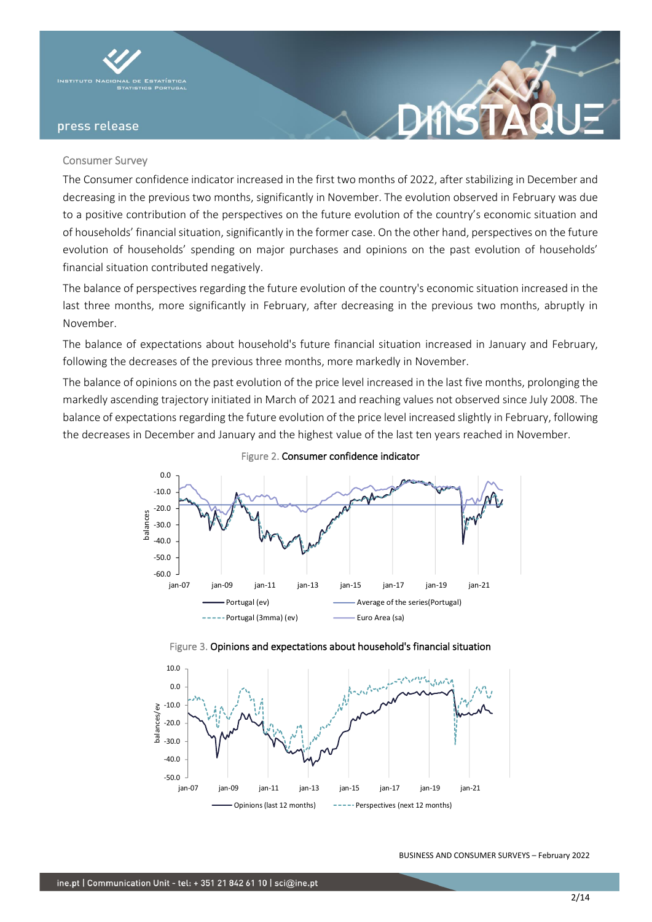Consumer Survey

The Consumer confidence indicator increased in the first two months of 2022, after stabilizing in December and decreasing in the previous two months, significantly in November. The evolution observed in February was due to a positive contribution of the perspectives on the future evolution of the country's economic situation and of households' financial situation, significantly in the former case. On the other hand, perspectives on the future evolution of households' spending on major purchases and opinions on the past evolution of households' financial situation contributed negatively.

The balance of perspectives regarding the future evolution of the country's economic situation increased in the last three months, more significantly in February, after decreasing in the previous two months, abruptly in November.

The balance of expectations about household's future financial situation increased in January and February, following the decreases of the previous three months, more markedly in November.

The balance of opinions on the past evolution of the price level increased in the last five months, prolonging the markedly ascending trajectory initiated in March of 2021 and reaching values not observed since July 2008. The balance of expectations regarding the future evolution of the price level increased slightly in February, following the decreases in December and January and the highest value of the last ten years reached in November.

Figure 2. Consumer confidence indicator

Figure 3. Opinions and expectations about household's financial situation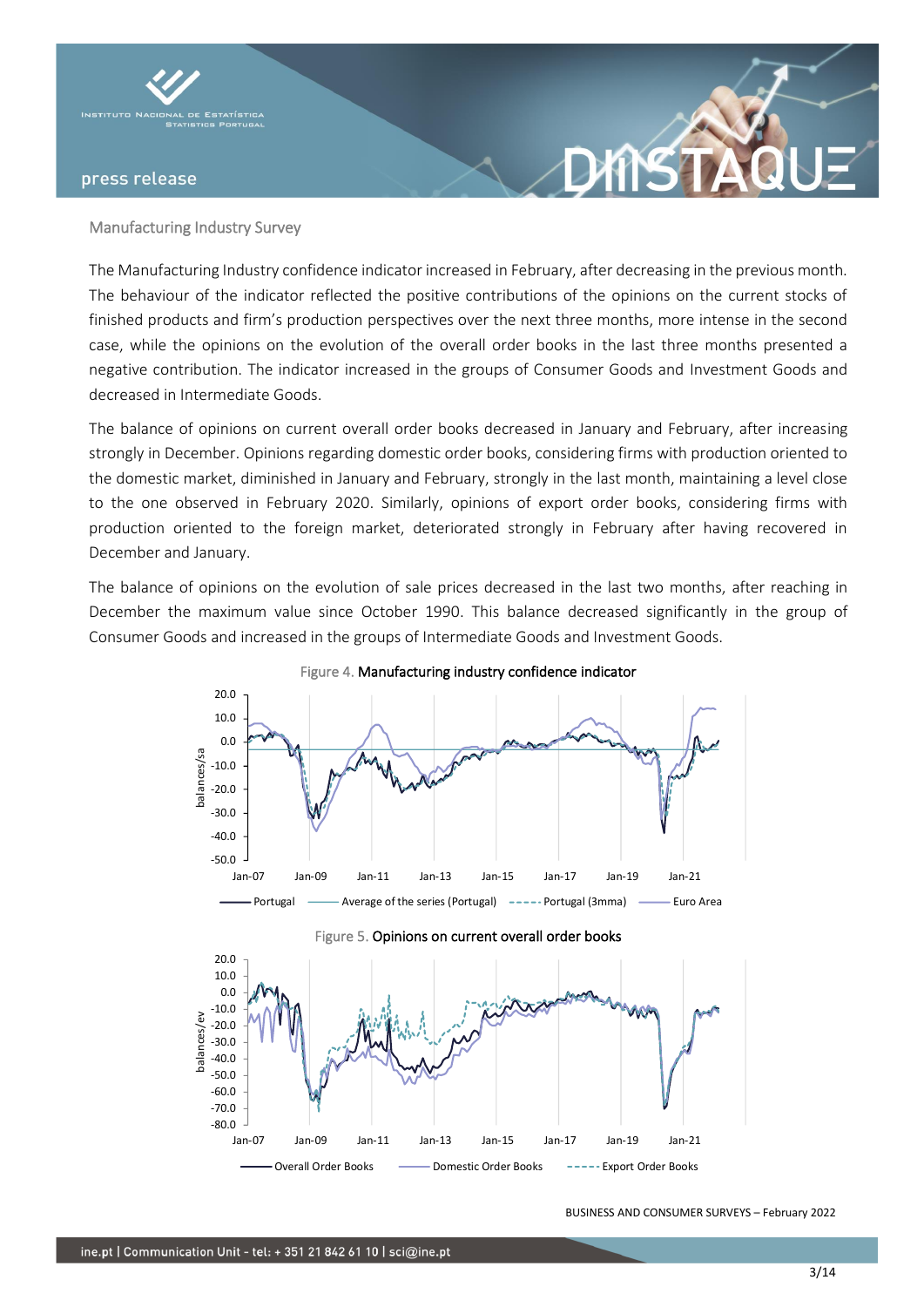Manufacturing Industry Survey

The Manufacturing Industry confidence indicator increased in February, after decreasing in the previous month. The behaviour of the indicator reflected the positive contributions of the opinions on the current stocks of finished products and firm's production perspectives over the next three months, more intense in the second case, while the opinions on the evolution of the overall order books in the last three months presented a negative contribution. The indicator increased in the groups of Consumer Goods and Investment Goods and decreased in Intermediate Goods.

The balance of opinions on current overall order books decreased in January and February, after increasing strongly in December. Opinions regarding domestic order books, considering firms with production oriented to the domestic market, diminished in January and February, strongly in the last month, maintaining a level close to the one observed in February 2020. Similarly, opinions of export order books, considering firms with production oriented to the foreign market, deteriorated strongly in February after having recovered in December and January.

The balance of opinions on the evolution of sale prices decreased in the last two months, after reaching in December the maximum value since October 1990. This balance decreased significantly in the group of Consumer Goods and increased in the groups of Intermediate Goods and Investment Goods.

Figure 4. Manufacturing industry confidence indicator

Figure 5. Opinions on current overall order books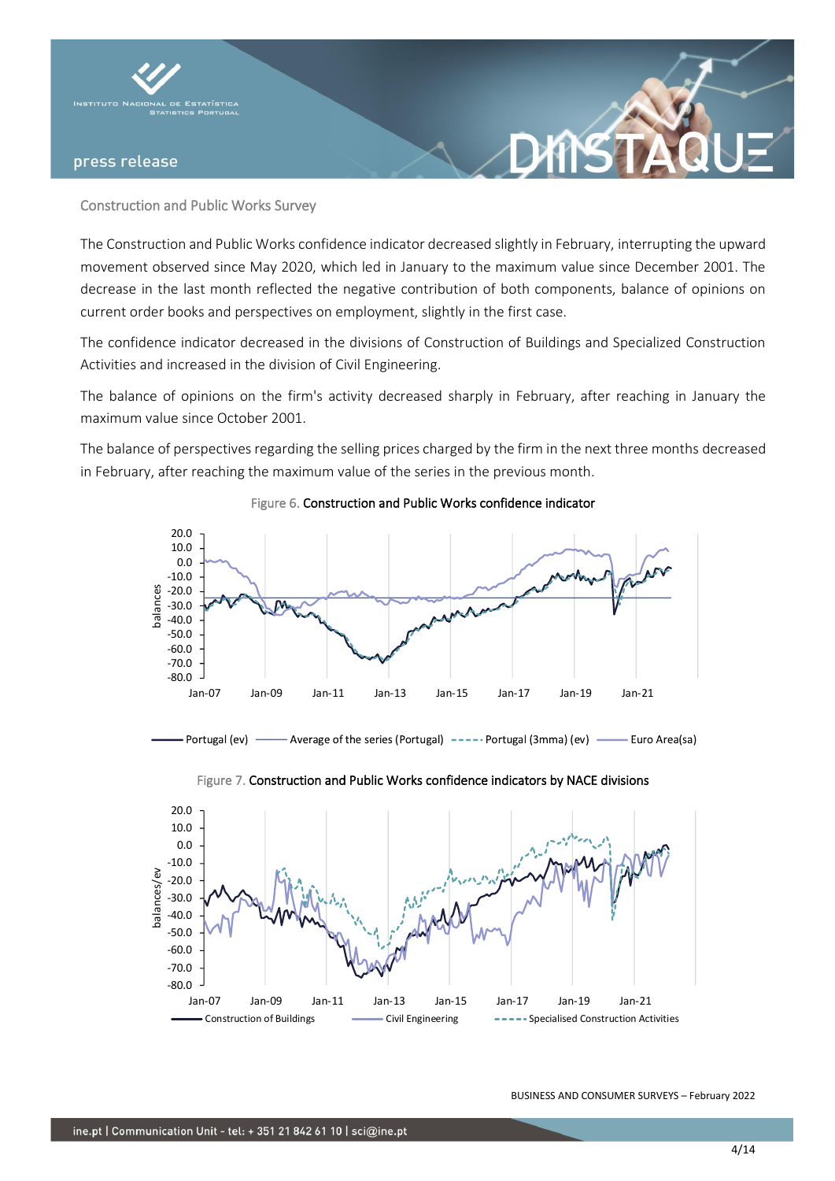## Construction and Public Works Survey

The Construction and Public Works confidence indicator decreased slightly in February, interrupting the upward movement observed since May 2020, which led in January to the maximum value since December 2001. The decrease in the last month reflected the negative contribution of both components, balance of opinions on current order books and perspectives on employment, slightly in the first case.

The confidence indicator decreased in the divisions of Construction of Buildings and Specialized Construction Activities and increased in the division of Civil Engineering.

The balance of opinions on the firm's activity decreased sharply in February, after reaching in January the maximum value since October 2001.

The balance of perspectives regarding the selling prices charged by the firm in the next three months decreased in February, after reaching the maximum value of the series in the previous month.

Figure 6. **Construction and Public Works confidence indicator**

Figure 7. **Construction and Public Works confidence indicators by NACE divisions**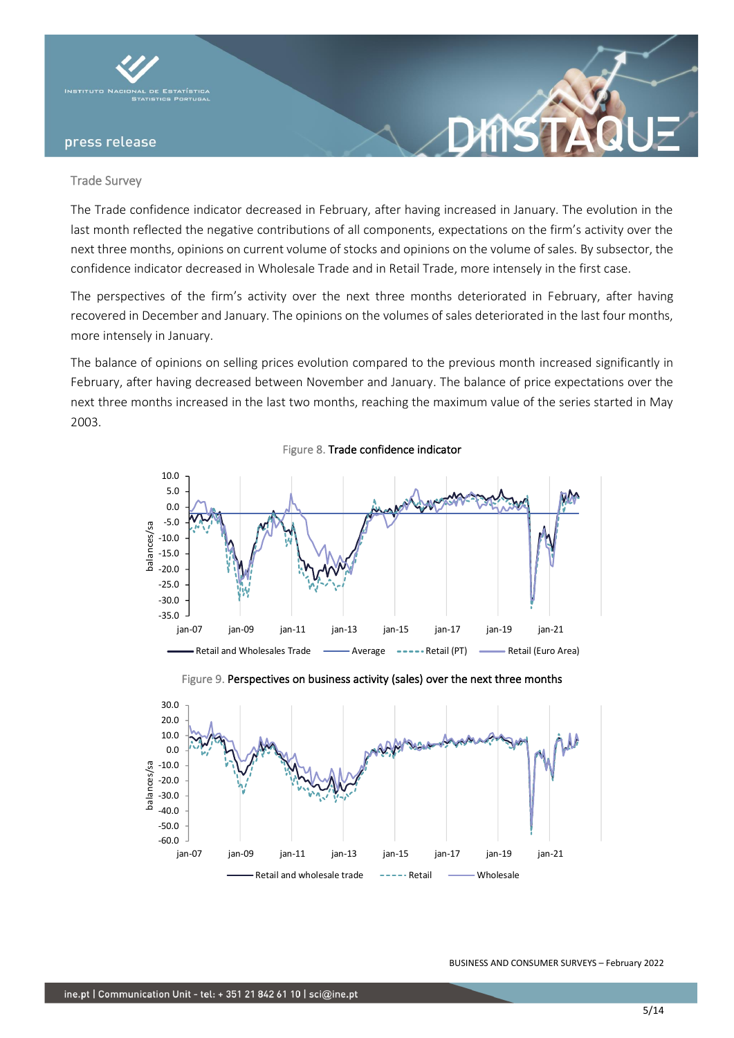## Trade Survey

The Trade confidence indicator decreased in February, after having increased in January. The evolution in the last month reflected the negative contributions of all components, expectations on the firm's activity over the next three months, opinions on current volume of stocks and opinions on the volume of sales. By subsector, the confidence indicator decreased in Wholesale Trade and in Retail Trade, more intensely in the first case.

The perspectives of the firm's activity over the next three months deteriorated in February, after having recovered in December and January. The opinions on the volumes of sales deteriorated in the last four months, more intensely in January.

The balance of opinions on selling prices evolution compared to the previous month increased significantly in February, after having decreased between November and January. The balance of price expectations over the next three months increased in the last two months, reaching the maximum value of the series started in May 2003.

Figure 8. **Trade confidence indicator**

Figure 9. **Perspectives on business activity (sales) over the next three months**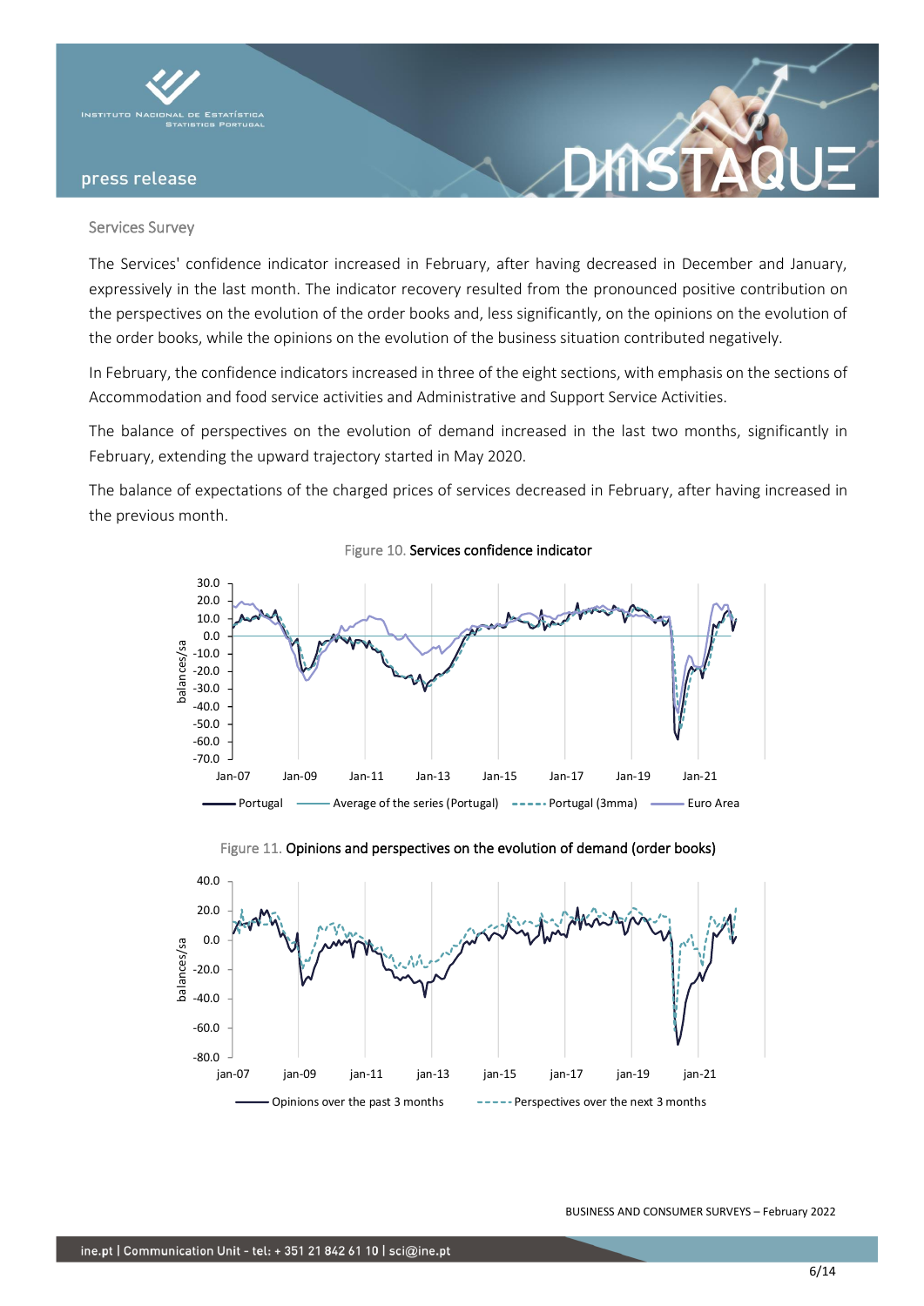## Services Survey

The Services' confidence indicator increased in February, after having decreased in December and January, expressively in the last month. The indicator recovery resulted from the pronounced positive contribution on the perspectives on the evolution of the order books and, less significantly, on the opinions on the evolution of the order books, while the opinions on the evolution of the business situation contributed negatively.

In February, the confidence indicators increased in three of the eight sections, with emphasis on the sections of Accommodation and food service activities and Administrative and Support Service Activities.

The balance of perspectives on the evolution of demand increased in the last two months, significantly in February, extending the upward trajectory started in May 2020.

The balance of expectations of the charged prices of services decreased in February, after having increased in the previous month.

Figure 10. Services confidence indicator

Figure 11. Opinions and perspectives on the evolution of demand (order books)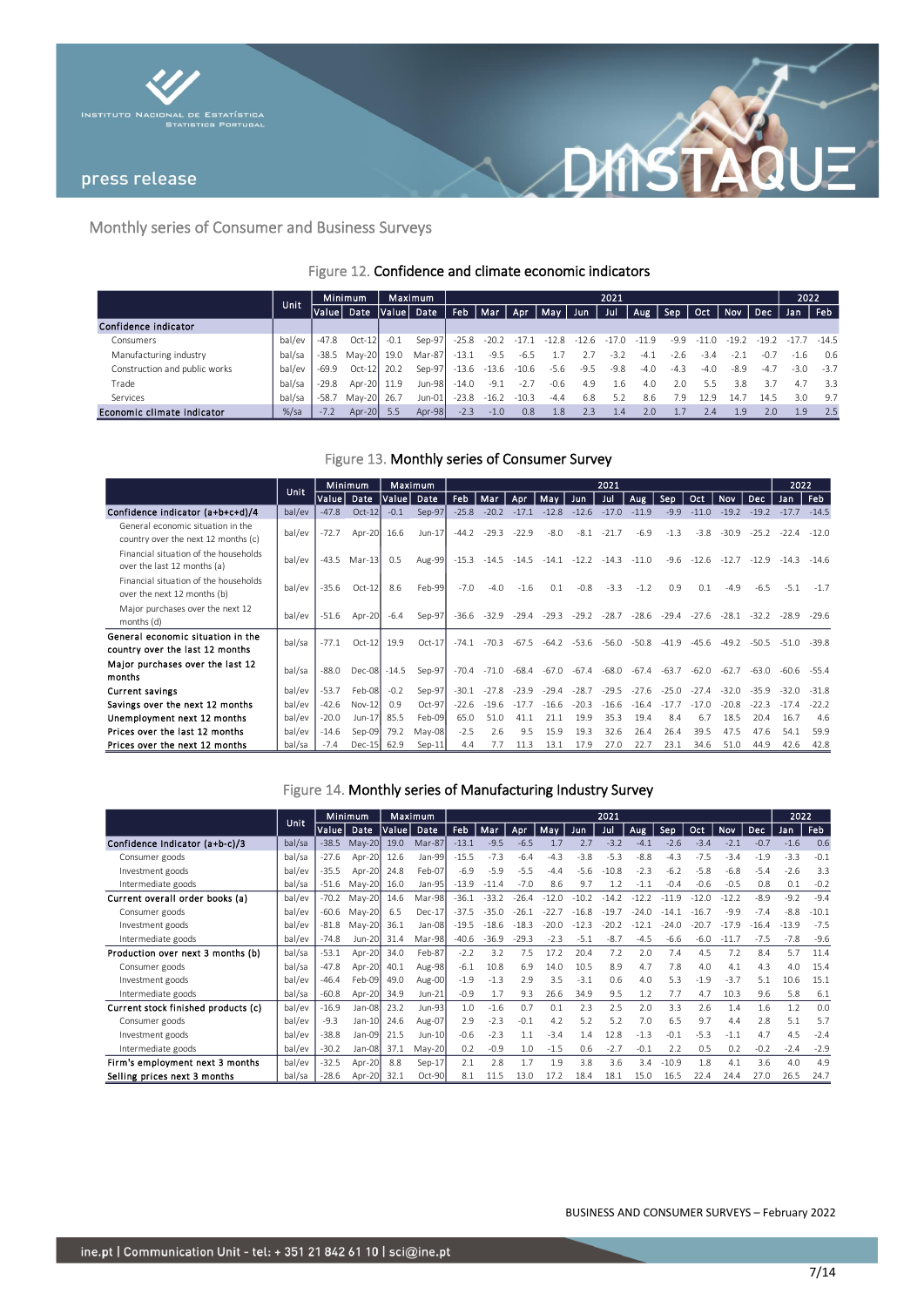Monthly series of Consumer and Business Surveys

Figure 12. **Confidence and climate economic indicators**

| | Unit | Minimum | | Maximum | | 2021 | | | | | | | | | | | 2022 | |
|---|---|---|---|---|---|---|---|---|---|---|---|---|---|---|---|---|---|---|
| | | Value | Date | Value | Date | Feb | Mar | Apr | May | Jun | Jul | Aug | Sep | Oct | Nov | Dec | Jan | Feb |
| **Confidence indicator** | | | | | | | | | | | | | | | | | | |
| Consumers | bal/ev | -47.8 | Oct-12 | -0.1 | Sep-97 | -25.8 | -20.2 | -17.1 | -12.8 | -12.6 | -17.0 | -11.9 | -9.9 | -11.0 | -19.2 | -19.2 | -17.7 | -14.5 |
| Manufacturing industry | bal/sa | -38.5 | May-20 | 19.0 | Mar-87 | -13.1 | -9.5 | -6.5 | 1.7 | 2.7 | -3.2 | -4.1 | -2.6 | -3.4 | -2.1 | -0.7 | -1.6 | 0.6 |
| Construction and public works | bal/ev | -69.9 | Oct-12 | 20.2 | Sep-97 | -13.6 | -13.6 | -10.6 | -5.6 | -9.5 | -9.8 | -4.0 | -4.3 | -4.0 | -8.9 | -4.7 | -3.0 | -3.7 |
| Trade | bal/sa | -29.8 | Apr-20 | 11.9 | Jun-98 | -14.0 | -9.1 | -2.7 | -0.6 | 4.9 | 1.6 | 4.0 | 2.0 | 5.5 | 3.8 | 3.7 | 4.7 | 3.3 |
| Services | bal/sa | -58.7 | May-20 | 26.7 | Jun-01 | -23.8 | -16.2 | -10.3 | -4.4 | 6.8 | 5.2 | 8.6 | 7.9 | 12.9 | 14.7 | 14.5 | 3.0 | 9.7 |
| **Economic climate indicator** | %/sa | -7.2 | Apr-20 | 5.5 | Apr-98 | -2.3 | -1.0 | 0.8 | 1.8 | 2.3 | 1.4 | 2.0 | 1.7 | 2.4 | 1.9 | 2.0 | 1.9 | 2.5 |

Figure 13. **Monthly series of Consumer Survey**

| | Unit | Minimum | | Maximum | | 2021 | | | | | | | | | | | 2022 | |
|---|---|---|---|---|---|---|---|---|---|---|---|---|---|---|---|---|---|---|
| | | Value | Date | Value | Date | Feb | Mar | Apr | May | Jun | Jul | Aug | Sep | Oct | Nov | Dec | Jan | Feb |
| **Confidence indicator (a+b+c+d)/4** | bal/ev | -47.8 | Oct-12 | -0.1 | Sep-97 | -25.8 | -20.2 | -17.1 | -12.8 | -12.6 | -17.0 | -11.9 | -9.9 | -11.0 | -19.2 | -19.2 | -17.7 | -14.5 |
| General economic situation in the country over the next 12 months (c) | bal/ev | -72.7 | Apr-20 | 16.6 | Jun-17 | -44.2 | -29.3 | -22.9 | -8.0 | -8.1 | -21.7 | -6.9 | -1.3 | -3.8 | -30.9 | -25.2 | -22.4 | -12.0 |
| Financial situation of the households over the last 12 months (a) | bal/ev | -43.5 | Mar-13 | 0.5 | Aug-99 | -15.3 | -14.5 | -14.5 | -14.1 | -12.2 | -14.3 | -11.0 | -9.6 | -12.6 | -12.7 | -12.9 | -14.3 | -14.6 |
| Financial situation of the households over the next 12 months (b) | bal/ev | -35.6 | Oct-12 | 8.6 | Feb-99 | -7.0 | -4.0 | -1.6 | 0.1 | -0.8 | -3.3 | -1.2 | 0.9 | 0.1 | -4.9 | -6.5 | -5.1 | -1.7 |
| Major purchases over the next 12 months (d) | bal/ev | -51.6 | Apr-20 | -6.4 | Sep-97 | -36.6 | -32.9 | -29.4 | -29.3 | -29.2 | -28.7 | -28.6 | -29.4 | -27.6 | -28.1 | -32.2 | -28.9 | -29.6 |
| **General economic situation in the country over the last 12 months** | bal/sa | -77.1 | Oct-12 | 19.9 | Oct-17 | -74.1 | -70.3 | -67.5 | -64.2 | -53.6 | -56.0 | -50.8 | -41.9 | -45.6 | -49.2 | -50.5 | -51.0 | -39.8 |
| **Major purchases over the last 12 months** | bal/sa | -88.0 | Dec-08 | -14.5 | Sep-97 | -70.4 | -71.0 | -68.4 | -67.0 | -67.4 | -68.0 | -67.4 | -63.7 | -62.0 | -62.7 | -63.0 | -60.6 | -55.4 |
| **Current savings** | bal/ev | -53.7 | Feb-08 | -0.2 | Sep-97 | -30.1 | -27.8 | -23.9 | -29.4 | -28.7 | -29.5 | -27.6 | -25.0 | -27.4 | -32.0 | -35.9 | -32.0 | -31.8 |
| **Savings over the next 12 months** | bal/ev | -42.6 | Nov-12 | 0.9 | Oct-97 | -22.6 | -19.6 | -17.7 | -16.6 | -20.3 | -16.6 | -16.4 | -17.7 | -17.0 | -20.8 | -22.3 | -17.4 | -22.2 |
| **Unemployment next 12 months** | bal/ev | -20.0 | Jun-17 | 85.5 | Feb-09 | 65.0 | 51.0 | 41.1 | 21.1 | 19.9 | 35.3 | 19.4 | 8.4 | 6.7 | 18.5 | 20.4 | 16.7 | 4.6 |
| **Prices over the last 12 months** | bal/ev | -14.6 | Sep-09 | 79.2 | May-08 | -2.5 | 2.6 | 9.5 | 15.9 | 19.3 | 32.6 | 26.4 | 26.4 | 39.5 | 47.5 | 47.6 | 54.1 | 59.9 |
| **Prices over the next 12 months** | bal/sa | -7.4 | Dec-15 | 62.9 | Sep-11 | 4.4 | 7.7 | 11.3 | 13.1 | 17.9 | 27.0 | 22.7 | 23.1 | 34.6 | 51.0 | 44.9 | 42.6 | 42.8 |

Figure 14. **Monthly series of Manufacturing Industry Survey**

| | Unit | Minimum | | Maximum | | 2021 | | | | | | | | | | | 2022 | |
|---|---|---|---|---|---|---|---|---|---|---|---|---|---|---|---|---|---|---|
| | | Value | Date | Value | Date | Feb | Mar | Apr | May | Jun | Jul | Aug | Sep | Oct | Nov | Dec | Jan | Feb |
| **Confidence Indicator (a+b-c)/3** | bal/sa | -38.5 | May-20 | 19.0 | Mar-87 | -13.1 | -9.5 | -6.5 | 1.7 | 2.7 | -3.2 | -4.1 | -2.6 | -3.4 | -2.1 | -0.7 | -1.6 | 0.6 |
| Consumer goods | bal/sa | -27.6 | Apr-20 | 12.6 | Jan-99 | -15.5 | -7.3 | -6.4 | -4.3 | -3.8 | -5.3 | -8.8 | -4.3 | -7.5 | -3.4 | -1.9 | -3.3 | -0.1 |
| Investment goods | bal/ev | -35.5 | Apr-20 | 24.8 | Feb-07 | -6.9 | -5.9 | -5.5 | -4.4 | -5.6 | -10.8 | -2.3 | -6.2 | -5.8 | -6.8 | -5.4 | -2.6 | 3.3 |
| Intermediate goods | bal/sa | -51.6 | May-20 | 16.0 | Jan-95 | -13.9 | -11.4 | -7.0 | 8.6 | 9.7 | 1.2 | -1.1 | -0.4 | -0.6 | -0.5 | 0.8 | 0.1 | -0.2 |
| **Current overall order books (a)** | bal/ev | -70.2 | May-20 | 14.6 | Mar-98 | -36.1 | -33.2 | -26.4 | -12.0 | -10.2 | -14.2 | -12.2 | -11.9 | -12.0 | -12.2 | -8.9 | -9.2 | -9.4 |
| Consumer goods | bal/ev | -60.6 | May-20 | 6.5 | Dec-17 | -37.5 | -35.0 | -26.1 | -22.7 | -16.8 | -19.7 | -24.0 | -14.1 | -16.7 | -9.9 | -7.4 | -8.8 | -10.1 |
| Investment goods | bal/ev | -81.8 | May-20 | 36.1 | Jan-08 | -19.5 | -18.6 | -18.3 | -20.0 | -12.3 | -20.2 | -12.1 | -24.0 | -20.7 | -17.9 | -16.4 | -13.9 | -7.5 |
| Intermediate goods | bal/ev | -74.8 | Jun-20 | 31.4 | Mar-98 | -40.6 | -36.9 | -29.3 | -2.3 | -5.1 | -8.7 | -4.5 | -6.6 | -6.0 | -11.7 | -7.5 | -7.8 | -9.6 |
| **Production over next 3 months (b)** | bal/sa | -53.1 | Apr-20 | 34.0 | Feb-87 | -2.2 | 3.2 | 7.5 | 17.2 | 20.4 | 7.2 | 2.0 | 7.4 | 4.5 | 7.2 | 8.4 | 5.7 | 11.4 |
| Consumer goods | bal/sa | -47.8 | Apr-20 | 40.1 | Aug-98 | -6.1 | 10.8 | 6.9 | 14.0 | 10.5 | 8.9 | 4.7 | 7.8 | 4.0 | 4.1 | 4.3 | 4.0 | 15.4 |
| Investment goods | bal/ev | -46.4 | Feb-09 | 49.0 | Aug-00 | -1.9 | -1.3 | 2.9 | 3.5 | -3.1 | 0.6 | 4.0 | 5.3 | -1.9 | -3.7 | 5.1 | 10.6 | 15.1 |
| Intermediate goods | bal/sa | -60.8 | Apr-20 | 34.9 | Jun-21 | -0.9 | 1.7 | 9.3 | 26.6 | 34.9 | 9.5 | 1.2 | 7.7 | 4.7 | 10.3 | 9.6 | 5.8 | 6.1 |
| **Current stock finished products (c)** | bal/ev | -16.9 | Jan-08 | 23.2 | Jun-93 | 1.0 | -1.6 | 0.7 | 0.1 | 2.3 | 2.5 | 2.0 | 3.3 | 2.6 | 1.4 | 1.6 | 1.2 | 0.0 |
| Consumer goods | bal/ev | -9.3 | Jan-10 | 24.6 | Aug-07 | 2.9 | -2.3 | -0.1 | 4.2 | 5.2 | 5.2 | 7.0 | 6.5 | 9.7 | 4.4 | 2.8 | 5.1 | 5.7 |
| Investment goods | bal/ev | -38.8 | Jan-09 | 21.5 | Jun-10 | -0.6 | -2.3 | 1.1 | -3.4 | 1.4 | 12.8 | -1.3 | -0.1 | -5.3 | -1.1 | 4.7 | 4.5 | -2.4 |
| Intermediate goods | bal/ev | -30.2 | Jan-08 | 37.1 | May-20 | 0.2 | -0.9 | 1.0 | -1.5 | 0.6 | -2.7 | -0.1 | 2.2 | 0.5 | 0.2 | -0.2 | -2.4 | -2.9 |
| **Firm's employment next 3 months** | bal/ev | -32.5 | Apr-20 | 8.8 | Sep-17 | 2.1 | 2.8 | 1.7 | 1.9 | 3.8 | 3.6 | 3.4 | -10.9 | 1.8 | 4.1 | 3.6 | 4.0 | 4.9 |
| **Selling prices next 3 months** | bal/sa | -28.6 | Apr-20 | 32.1 | Oct-90 | 8.1 | 11.5 | 13.0 | 17.2 | 18.4 | 18.1 | 15.0 | 16.5 | 22.4 | 24.4 | 27.0 | 26.5 | 24.7 |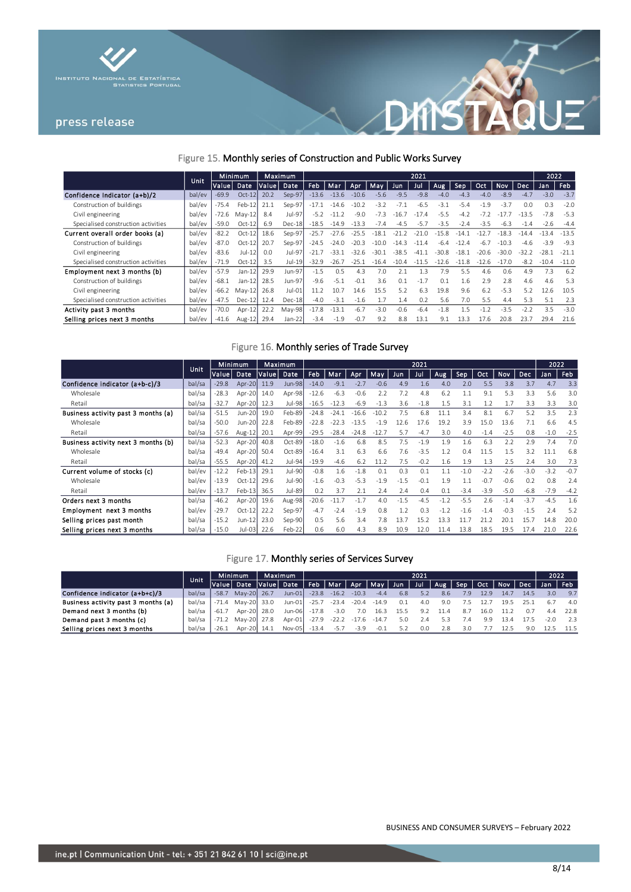Figure 15. Monthly series of Construction and Public Works Survey

| | Unit | Minimum | | Maximum | | 2021 | | | | | | | | | | | 2022 | |
|---|---|---|---|---|---|---|---|---|---|---|---|---|---|---|---|---|---|---|
| | | Value | Date | Value | Date | Feb | Mar | Apr | May | Jun | Jul | Aug | Sep | Oct | Nov | Dec | Jan | Feb |
| **Confidence Indicator (a+b)/2** | bal/ev | -69.9 | Oct-12 | 20.2 | Sep-97 | -13.6 | -13.6 | -10.6 | -5.6 | -9.5 | -9.8 | -4.0 | -4.3 | -4.0 | -8.9 | -4.7 | -3.0 | -3.7 |
| Construction of buildings | bal/ev | -75.4 | Feb-12 | 21.1 | Sep-97 | -17.1 | -14.6 | -10.2 | -3.2 | -7.1 | -6.5 | -3.1 | -5.4 | -1.9 | -3.7 | 0.0 | 0.3 | -2.0 |
| Civil engineering | bal/ev | -72.6 | May-12 | 8.4 | Jul-97 | -5.2 | -11.2 | -9.0 | -7.3 | -16.7 | -17.4 | -5.5 | -4.2 | -7.2 | -17.7 | -13.5 | -7.8 | -5.3 |
| Specialised construction activities | bal/ev | -59.0 | Oct-12 | 6.9 | Dec-18 | -18.5 | -14.9 | -13.3 | -7.4 | -4.5 | -5.7 | -3.5 | -2.4 | -3.5 | -6.3 | -1.4 | -2.6 | -4.4 |
| **Current overall order books (a)** | bal/ev | -82.2 | Oct-12 | 18.6 | Sep-97 | -25.7 | -27.6 | -25.5 | -18.1 | -21.2 | -21.0 | -15.8 | -14.1 | -12.7 | -18.3 | -14.4 | -13.4 | -13.5 |
| Construction of buildings | bal/ev | -87.0 | Oct-12 | 20.7 | Sep-97 | -24.5 | -24.0 | -20.3 | -10.0 | -14.3 | -11.4 | -6.4 | -12.4 | -6.7 | -10.3 | -4.6 | -3.9 | -9.3 |
| Civil engineering | bal/ev | -83.6 | Jul-12 | 0.0 | Jul-97 | -21.7 | -33.1 | -32.6 | -30.1 | -38.5 | -41.1 | -30.8 | -18.1 | -20.6 | -30.0 | -32.2 | -28.1 | -21.1 |
| Specialised construction activities | bal/ev | -71.9 | Oct-12 | 3.5 | Jul-19 | -32.9 | -26.7 | -25.1 | -16.4 | -10.4 | -11.5 | -12.6 | -11.8 | -12.6 | -17.0 | -8.2 | -10.4 | -11.0 |
| **Employment next 3 months (b)** | bal/ev | -57.9 | Jan-12 | 29.9 | Jun-97 | -1.5 | 0.5 | 4.3 | 7.0 | 2.1 | 1.3 | 7.9 | 5.5 | 4.6 | 0.6 | 4.9 | 7.3 | 6.2 |
| Construction of buildings | bal/ev | -68.1 | Jan-12 | 28.5 | Jun-97 | -9.6 | -5.1 | -0.1 | 3.6 | 0.1 | -1.7 | 0.1 | 1.6 | 2.9 | 2.8 | 4.6 | 4.6 | 5.3 |
| Civil engineering | bal/ev | -66.2 | May-12 | 26.8 | Jul-01 | 11.2 | 10.7 | 14.6 | 15.5 | 5.2 | 6.3 | 19.8 | 9.6 | 6.2 | -5.3 | 5.2 | 12.6 | 10.5 |
| Specialised construction activities | bal/ev | -47.5 | Dec-12 | 12.4 | Dec-18 | -4.0 | -3.1 | -1.6 | 1.7 | 1.4 | 0.2 | 5.6 | 7.0 | 5.5 | 4.4 | 5.3 | 5.1 | 2.3 |
| **Activity past 3 months** | bal/ev | -70.0 | Apr-12 | 22.2 | May-98 | -17.8 | -13.1 | -6.7 | -3.0 | -0.6 | -6.4 | -1.8 | 1.5 | -1.2 | -3.5 | -2.2 | 3.5 | -3.0 |
| **Selling prices next 3 months** | bal/ev | -41.6 | Aug-12 | 29.4 | Jan-22 | -3.4 | -1.9 | -0.7 | 9.2 | 8.8 | 13.1 | 9.1 | 13.3 | 17.6 | 20.8 | 23.7 | 29.4 | 21.6 |

Figure 16. Monthly series of Trade Survey

| | Unit | Minimum | | Maximum | | 2021 | | | | | | | | | | | 2022 | |
|---|---|---|---|---|---|---|---|---|---|---|---|---|---|---|---|---|---|---|
| | | Value | Date | Value | Date | Feb | Mar | Apr | May | Jun | Jul | Aug | Sep | Oct | Nov | Dec | Jan | Feb |
| **Confidence indicator (a+b-c)/3** | bal/sa | -29.8 | Apr-20 | 11.9 | Jun-98 | -14.0 | -9.1 | -2.7 | -0.6 | 4.9 | 1.6 | 4.0 | 2.0 | 5.5 | 3.8 | 3.7 | 4.7 | 3.3 |
| Wholesale | bal/sa | -28.3 | Apr-20 | 14.0 | Apr-98 | -12.6 | -6.3 | -0.6 | 2.2 | 7.2 | 4.8 | 6.2 | 1.1 | 9.1 | 5.3 | 3.3 | 5.6 | 3.0 |
| Retail | bal/sa | -32.7 | Apr-20 | 12.3 | Jul-98 | -16.5 | -12.3 | -6.9 | -1.3 | 3.6 | -1.8 | 1.5 | 3.1 | 1.2 | 1.7 | 3.3 | 3.3 | 3.0 |
| **Business activity past 3 months (a)** | bal/sa | -51.5 | Jun-20 | 19.0 | Feb-89 | -24.8 | -24.1 | -16.6 | -10.2 | 7.5 | 6.8 | 11.1 | 3.4 | 8.1 | 6.7 | 5.2 | 3.5 | 2.3 |
| Wholesale | bal/sa | -50.0 | Jun-20 | 22.8 | Feb-89 | -22.8 | -22.3 | -13.5 | -1.9 | 12.6 | 17.6 | 19.2 | 3.9 | 15.0 | 13.6 | 7.1 | 6.6 | 4.5 |
| Retail | bal/sa | -57.6 | Aug-12 | 20.1 | Apr-99 | -29.5 | -28.4 | -24.8 | -12.7 | 5.7 | -4.7 | 3.0 | 4.0 | -1.4 | -2.5 | 0.8 | -1.0 | -2.5 |
| **Business activity next 3 months (b)** | bal/sa | -52.3 | Apr-20 | 40.8 | Oct-89 | -18.0 | -1.6 | 6.8 | 8.5 | 7.5 | -1.9 | 1.9 | 1.6 | 6.3 | 2.2 | 2.9 | 7.4 | 7.0 |
| Wholesale | bal/sa | -49.4 | Apr-20 | 50.4 | Oct-89 | -16.4 | 3.1 | 6.3 | 6.6 | 7.6 | -3.5 | 1.2 | 0.4 | 11.5 | 1.5 | 3.2 | 11.1 | 6.8 |
| Retail | bal/sa | -55.5 | Apr-20 | 41.2 | Jul-94 | -19.9 | -4.6 | 6.2 | 11.2 | 7.5 | -0.2 | 1.6 | 1.9 | 1.3 | 2.5 | 2.4 | 3.0 | 7.3 |
| **Current volume of stocks (c)** | bal/ev | -12.2 | Feb-13 | 29.1 | Jul-90 | -0.8 | 1.6 | -1.8 | 0.1 | 0.3 | 0.1 | 1.1 | -1.0 | -2.2 | -2.6 | -3.0 | -3.2 | -0.7 |
| Wholesale | bal/ev | -13.9 | Oct-12 | 29.6 | Jul-90 | -1.6 | -0.3 | -5.3 | -1.9 | -1.5 | -0.1 | 1.9 | 1.1 | -0.7 | -0.6 | 0.2 | 0.8 | 2.4 |
| Retail | bal/ev | -13.7 | Feb-13 | 36.5 | Jul-89 | 0.2 | 3.7 | 2.1 | 2.4 | 2.4 | 0.4 | 0.1 | -3.4 | -3.9 | -5.0 | -6.8 | -7.9 | -4.2 |
| **Orders next 3 months** | bal/sa | -46.2 | Apr-20 | 19.6 | Aug-98 | -20.6 | -11.7 | -1.7 | 4.0 | -1.5 | -4.5 | -1.2 | -5.5 | 2.6 | -1.4 | -3.7 | -4.5 | 1.6 |
| **Employment next 3 months** | bal/ev | -29.7 | Oct-12 | 22.2 | Sep-97 | -4.7 | -2.4 | -1.9 | 0.8 | 1.2 | 0.3 | -1.2 | -1.6 | -1.4 | -0.3 | -1.5 | 2.4 | 5.2 |
| **Selling prices past month** | bal/sa | -15.2 | Jun-12 | 23.0 | Sep-90 | 0.5 | 5.6 | 3.4 | 7.8 | 13.7 | 15.2 | 13.3 | 11.7 | 21.2 | 20.1 | 15.7 | 14.8 | 20.0 |
| **Selling prices next 3 months** | bal/sa | -15.0 | Jul-03 | 22.6 | Feb-22 | 0.6 | 6.0 | 4.3 | 8.9 | 10.9 | 12.0 | 11.4 | 13.8 | 18.5 | 19.5 | 17.4 | 21.0 | 22.6 |

Figure 17. Monthly series of Services Survey

| | Unit | Minimum | | Maximum | | 2021 | | | | | | | | | | | 2022 | |
|---|---|---|---|---|---|---|---|---|---|---|---|---|---|---|---|---|---|---|
| | | Value | Date | Value | Date | Feb | Mar | Apr | May | Jun | Jul | Aug | Sep | Oct | Nov | Dec | Jan | Feb |
| **Confidence indicator (a+b+c)/3** | bal/sa | -58.7 | May-20 | 26.7 | Jun-01 | -23.8 | -16.2 | -10.3 | -4.4 | 6.8 | 5.2 | 8.6 | 7.9 | 12.9 | 14.7 | 14.5 | 3.0 | 9.7 |
| **Business activity past 3 months (a)** | bal/sa | -71.4 | May-20 | 33.0 | Jun-01 | -25.7 | -23.4 | -20.4 | -14.9 | 0.1 | 4.0 | 9.0 | 7.5 | 12.7 | 19.5 | 25.1 | 6.7 | 4.0 |
| **Demand next 3 months (b)** | bal/sa | -61.7 | Apr-20 | 28.0 | Jun-06 | -17.8 | -3.0 | 7.0 | 16.3 | 15.5 | 9.2 | 11.4 | 8.7 | 16.0 | 11.2 | 0.7 | 4.4 | 22.8 |
| **Demand past 3 months (c)** | bal/sa | -71.2 | May-20 | 27.8 | Apr-01 | -27.9 | -22.2 | -17.6 | -14.7 | 5.0 | 2.4 | 5.3 | 7.4 | 9.9 | 13.4 | 17.5 | -2.0 | 2.3 |
| **Selling prices next 3 months** | bal/sa | -26.1 | Apr-20 | 14.1 | Nov-05 | -13.4 | -5.7 | -3.9 | -0.1 | 5.2 | 0.0 | 2.8 | 3.0 | 7.7 | 12.5 | 9.0 | 12.5 | 11.5 |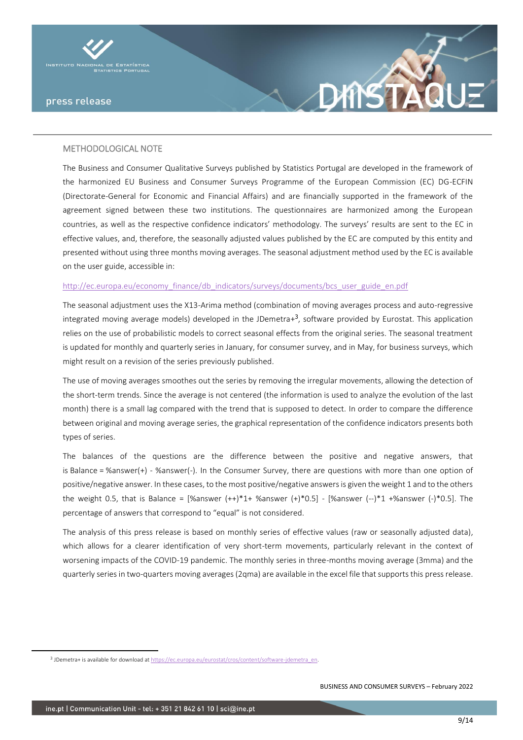## METHODOLOGICAL NOTE

The Business and Consumer Qualitative Surveys published by Statistics Portugal are developed in the framework of the harmonized EU Business and Consumer Surveys Programme of the European Commission (EC) DG-ECFIN (Directorate-General for Economic and Financial Affairs) and are financially supported in the framework of the agreement signed between these two institutions. The questionnaires are harmonized among the European countries, as well as the respective confidence indicators' methodology. The surveys' results are sent to the EC in effective values, and, therefore, the seasonally adjusted values published by the EC are computed by this entity and presented without using three months moving averages. The seasonal adjustment method used by the EC is available on the user guide, accessible in:

http://ec.europa.eu/economy_finance/db_indicators/surveys/documents/bcs_user_guide_en.pdf

The seasonal adjustment uses the X13-Arima method (combination of moving averages process and auto-regressive integrated moving average models) developed in the JDemetra+[3], software provided by Eurostat. This application relies on the use of probabilistic models to correct seasonal effects from the original series. The seasonal treatment is updated for monthly and quarterly series in January, for consumer survey, and in May, for business surveys, which might result on a revision of the series previously published.

The use of moving averages smoothes out the series by removing the irregular movements, allowing the detection of the short-term trends. Since the average is not centered (the information is used to analyze the evolution of the last month) there is a small lag compared with the trend that is supposed to detect. In order to compare the difference between original and moving average series, the graphical representation of the confidence indicators presents both types of series.

The balances of the questions are the difference between the positive and negative answers, that is Balance = %answer(+) - %answer(-). In the Consumer Survey, there are questions with more than one option of positive/negative answer. In these cases, to the most positive/negative answers is given the weight 1 and to the others the weight 0.5, that is Balance = [%answer (++)*1+ %answer (+)*0.5] - [%answer (--)*1 +%answer (-)*0.5]. The percentage of answers that correspond to "equal" is not considered.

The analysis of this press release is based on monthly series of effective values (raw or seasonally adjusted data), which allows for a clearer identification of very short-term movements, particularly relevant in the context of worsening impacts of the COVID-19 pandemic. The monthly series in three-months moving average (3mma) and the quarterly series in two-quarters moving averages (2qma) are available in the excel file that supports this press release.

[3] JDemetra+ is available for download at https://ec.europa.eu/eurostat/cros/content/software-jdemetra_en.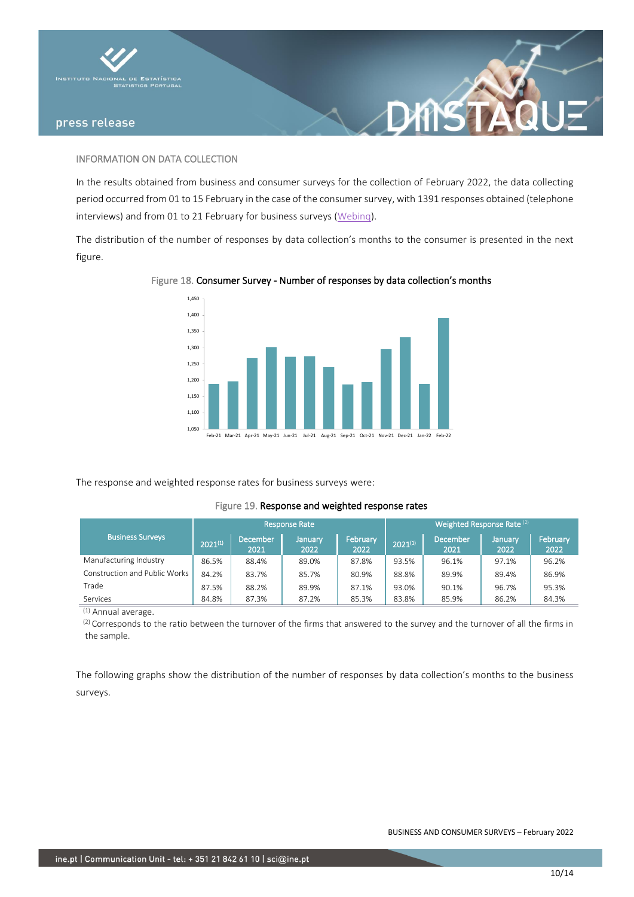INFORMATION ON DATA COLLECTION

In the results obtained from business and consumer surveys for the collection of February 2022, the data collecting period occurred from 01 to 15 February in the case of the consumer survey, with 1391 responses obtained (telephone interviews) and from 01 to 21 February for business surveys (Webinq).

The distribution of the number of responses by data collection's months to the consumer is presented in the next figure.

Figure 18. **Consumer Survey - Number of responses by data collection's months**

The response and weighted response rates for business surveys were:

Figure 19. **Response and weighted response rates**

| Business Surveys | Response Rate | | | | Weighted Response Rate [2] | | | |
|---|---|---|---|---|---|---|---|---|
| | 2021[1] | December 2021 | January 2022 | February 2022 | 2021[1] | December 2021 | January 2022 | February 2022 |
| Manufacturing Industry | 86.5% | 88.4% | 89.0% | 87.8% | 93.5% | 96.1% | 97.1% | 96.2% |
| Construction and Public Works | 84.2% | 83.7% | 85.7% | 80.9% | 88.8% | 89.9% | 89.4% | 86.9% |
| Trade | 87.5% | 88.2% | 89.9% | 87.1% | 93.0% | 90.1% | 96.7% | 95.3% |
| Services | 84.8% | 87.3% | 87.2% | 85.3% | 83.8% | 85.9% | 86.2% | 84.3% |

[1] Annual average.

[2] Corresponds to the ratio between the turnover of the firms that answered to the survey and the turnover of all the firms in the sample.

The following graphs show the distribution of the number of responses by data collection's months to the business surveys.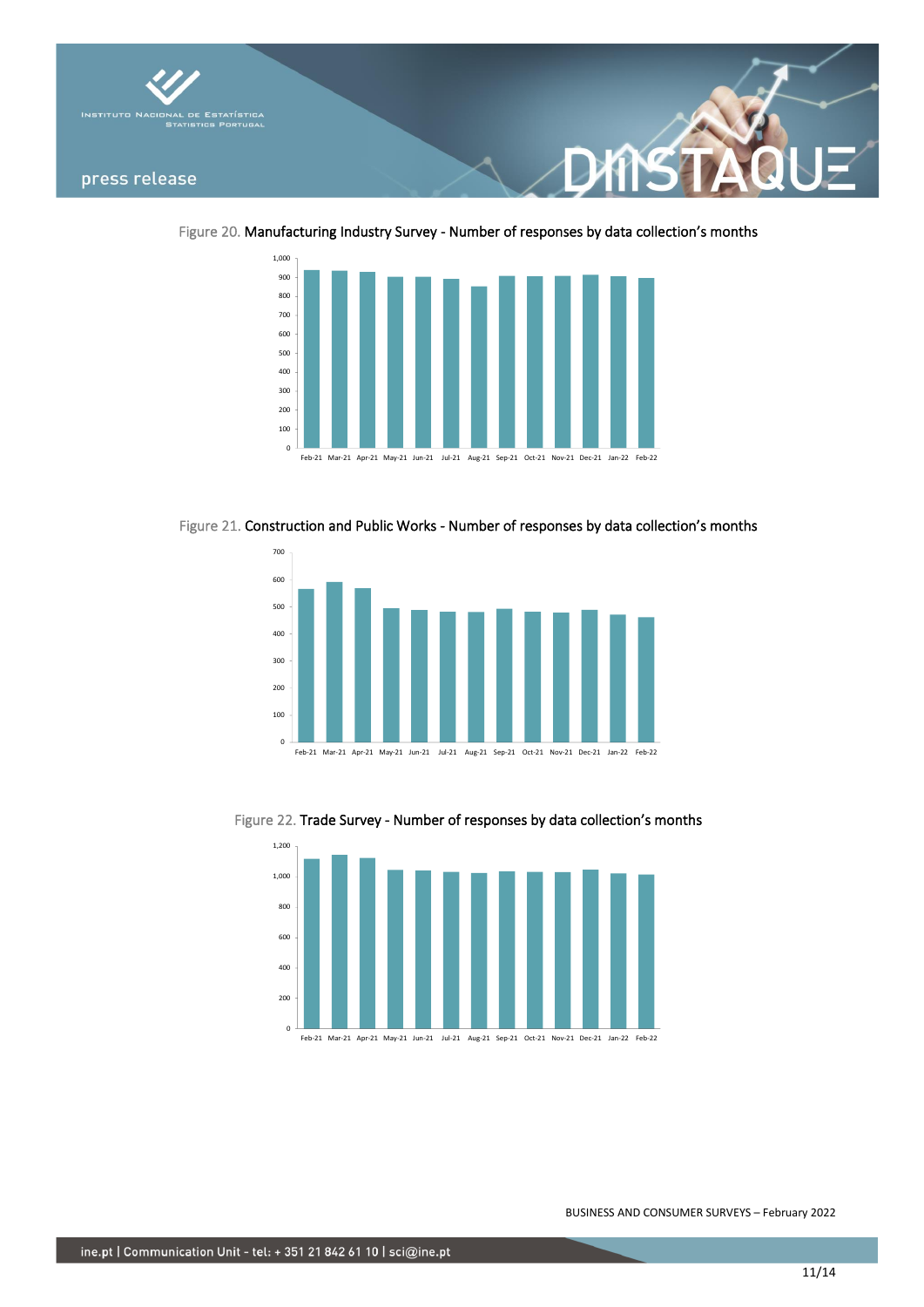Figure 20. Manufacturing Industry Survey - Number of responses by data collection's months

Figure 21. Construction and Public Works - Number of responses by data collection's months

Figure 22. Trade Survey - Number of responses by data collection's months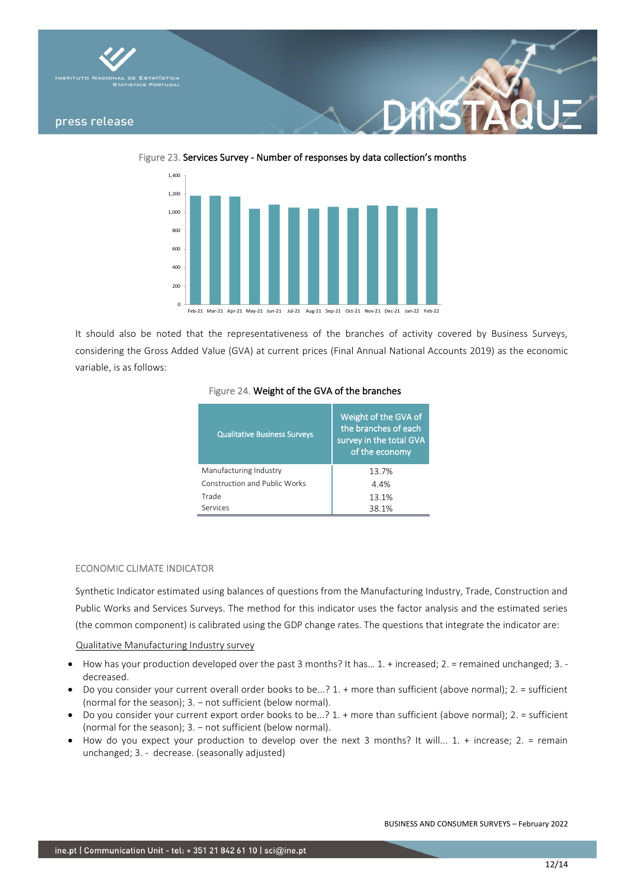Figure 23. Services Survey - Number of responses by data collection's months

It should also be noted that the representativeness of the branches of activity covered by Business Surveys, considering the Gross Added Value (GVA) at current prices (Final Annual National Accounts 2019) as the economic variable, is as follows:

Figure 24. Weight of the GVA of the branches

| Qualitative Business Surveys | Weight of the GVA of the branches of each survey in the total GVA of the economy |
|---|---|
| Manufacturing Industry | 13.7% |
| Construction and Public Works | 4.4% |
| Trade | 13.1% |
| Services | 38.1% |

## ECONOMIC CLIMATE INDICATOR

Synthetic Indicator estimated using balances of questions from the Manufacturing Industry, Trade, Construction and Public Works and Services Surveys. The method for this indicator uses the factor analysis and the estimated series (the common component) is calibrated using the GDP change rates. The questions that integrate the indicator are:

Qualitative Manufacturing Industry survey

- How has your production developed over the past 3 months? It has… 1. + increased; 2. = remained unchanged; 3. - decreased.
- Do you consider your current overall order books to be...? 1. + more than sufficient (above normal); 2. = sufficient (normal for the season); 3. – not sufficient (below normal).
- Do you consider your current export order books to be...? 1. + more than sufficient (above normal); 2. = sufficient (normal for the season); 3. – not sufficient (below normal).
- How do you expect your production to develop over the next 3 months? It will... 1. + increase; 2. = remain unchanged; 3. - decrease. (seasonally adjusted)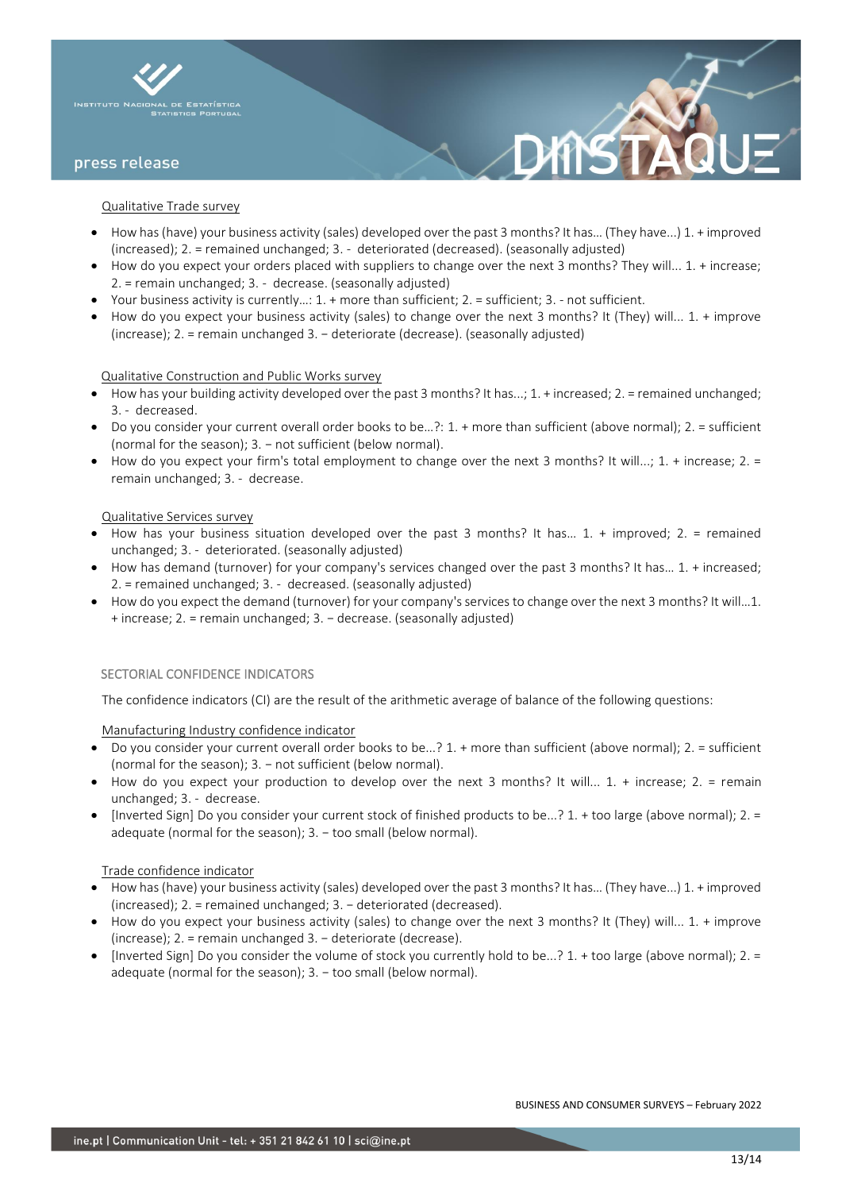Qualitative Trade survey

- How has (have) your business activity (sales) developed over the past 3 months? It has… (They have...) 1. + improved (increased); 2. = remained unchanged; 3. - deteriorated (decreased). (seasonally adjusted)
- How do you expect your orders placed with suppliers to change over the next 3 months? They will... 1. + increase; 2. = remain unchanged; 3. - decrease. (seasonally adjusted)
- Your business activity is currently...: 1. + more than sufficient; 2. = sufficient; 3. - not sufficient.
- How do you expect your business activity (sales) to change over the next 3 months? It (They) will... 1. + improve (increase); 2. = remain unchanged 3. – deteriorate (decrease). (seasonally adjusted)

Qualitative Construction and Public Works survey

- How has your building activity developed over the past 3 months? It has...; 1. + increased; 2. = remained unchanged; 3. - decreased.
- Do you consider your current overall order books to be…?: 1. + more than sufficient (above normal); 2. = sufficient (normal for the season); 3. – not sufficient (below normal).
- How do you expect your firm's total employment to change over the next 3 months? It will...; 1. + increase; 2. = remain unchanged; 3. - decrease.

Qualitative Services survey

- How has your business situation developed over the past 3 months? It has… 1. + improved; 2. = remained unchanged; 3. - deteriorated. (seasonally adjusted)
- How has demand (turnover) for your company's services changed over the past 3 months? It has… 1. + increased; 2. = remained unchanged; 3. - decreased. (seasonally adjusted)
- How do you expect the demand (turnover) for your company's services to change over the next 3 months? It will…1. + increase; 2. = remain unchanged; 3. – decrease. (seasonally adjusted)

SECTORIAL CONFIDENCE INDICATORS

The confidence indicators (CI) are the result of the arithmetic average of balance of the following questions:

Manufacturing Industry confidence indicator

- Do you consider your current overall order books to be...? 1. + more than sufficient (above normal); 2. = sufficient (normal for the season); 3. – not sufficient (below normal).
- How do you expect your production to develop over the next 3 months? It will... 1. + increase; 2. = remain unchanged; 3. - decrease.
- [Inverted Sign] Do you consider your current stock of finished products to be...? 1. + too large (above normal); 2. = adequate (normal for the season); 3. – too small (below normal).

Trade confidence indicator

- How has (have) your business activity (sales) developed over the past 3 months? It has… (They have...) 1. + improved (increased); 2. = remained unchanged; 3. – deteriorated (decreased).
- How do you expect your business activity (sales) to change over the next 3 months? It (They) will... 1. + improve (increase); 2. = remain unchanged 3. – deteriorate (decrease).
- [Inverted Sign] Do you consider the volume of stock you currently hold to be...? 1. + too large (above normal); 2. = adequate (normal for the season); 3. – too small (below normal).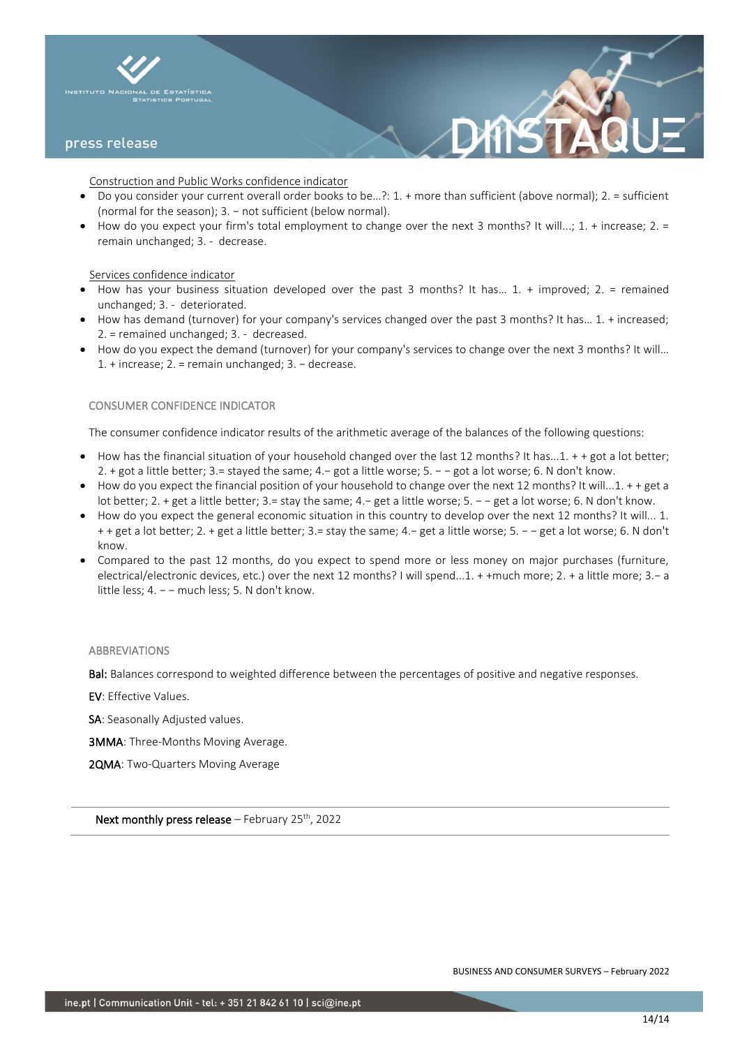Construction and Public Works confidence indicator

- Do you consider your current overall order books to be…?: 1. + more than sufficient (above normal); 2. = sufficient (normal for the season); 3. − not sufficient (below normal).
- How do you expect your firm's total employment to change over the next 3 months? It will...; 1. + increase; 2. = remain unchanged; 3. - decrease.

Services confidence indicator

- How has your business situation developed over the past 3 months? It has… 1. + improved; 2. = remained unchanged; 3. - deteriorated.
- How has demand (turnover) for your company's services changed over the past 3 months? It has… 1. + increased; 2. = remained unchanged; 3. - decreased.
- How do you expect the demand (turnover) for your company's services to change over the next 3 months? It will… 1. + increase; 2. = remain unchanged; 3. − decrease.

## CONSUMER CONFIDENCE INDICATOR

The consumer confidence indicator results of the arithmetic average of the balances of the following questions:

- How has the financial situation of your household changed over the last 12 months? It has...1. + + got a lot better; 2. + got a little better; 3.= stayed the same; 4.− got a little worse; 5. − − got a lot worse; 6. N don't know.
- How do you expect the financial position of your household to change over the next 12 months? It will...1. + + get a lot better; 2. + get a little better; 3.= stay the same; 4.− get a little worse; 5. − − get a lot worse; 6. N don't know.
- How do you expect the general economic situation in this country to develop over the next 12 months? It will... 1. + + get a lot better; 2. + get a little better; 3.= stay the same; 4.− get a little worse; 5. − − get a lot worse; 6. N don't know.
- Compared to the past 12 months, do you expect to spend more or less money on major purchases (furniture, electrical/electronic devices, etc.) over the next 12 months? I will spend...1. + +much more; 2. + a little more; 3.− a little less; 4. − − much less; 5. N don't know.

## ABBREVIATIONS

**Bal:** Balances correspond to weighted difference between the percentages of positive and negative responses.

**EV**: Effective Values.

**SA**: Seasonally Adjusted values.

**3MMA**: Three-Months Moving Average.

**2QMA**: Two-Quarters Moving Average

**Next monthly press release** – February 25th, 2022